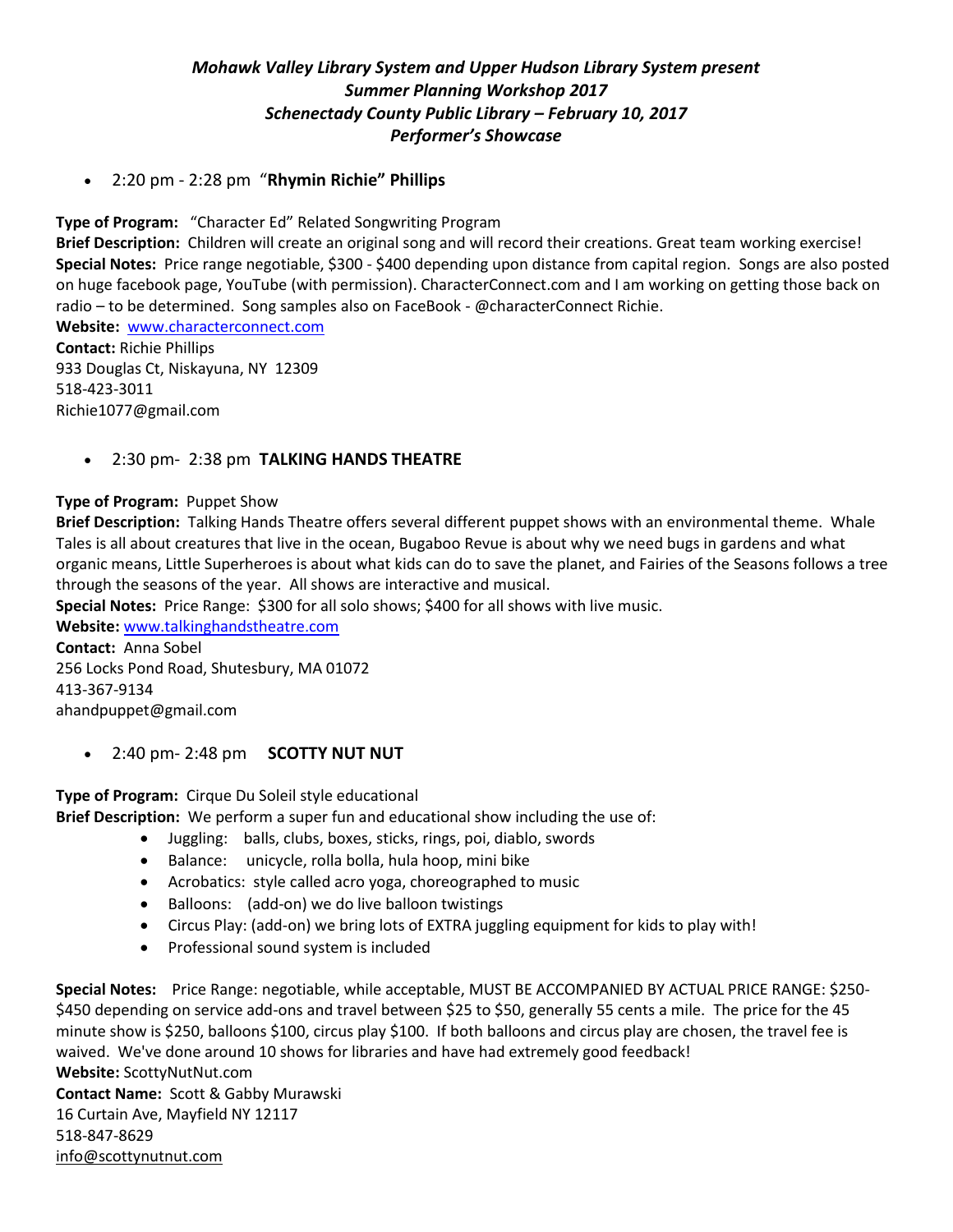***Mohawk Valley Library System and Upper Hudson Library System present***
***Summer Planning Workshop 2017***
***Schenectady County Public Library – February 10, 2017***
***Performer's Showcase***

- 2:20 pm - 2:28 pm "**Rhymin Richie" Phillips**

**Type of Program:** "Character Ed" Related Songwriting Program
**Brief Description:** Children will create an original song and will record their creations. Great team working exercise!
**Special Notes:** Price range negotiable, $300 - $400 depending upon distance from capital region. Songs are also posted on huge facebook page, YouTube (with permission). CharacterConnect.com and I am working on getting those back on radio – to be determined. Song samples also on FaceBook - @characterConnect Richie.
**Website:** www.characterconnect.com
**Contact:** Richie Phillips
933 Douglas Ct, Niskayuna, NY 12309
518-423-3011
Richie1077@gmail.com

- 2:30 pm- 2:38 pm **TALKING HANDS THEATRE**

**Type of Program:** Puppet Show
**Brief Description:** Talking Hands Theatre offers several different puppet shows with an environmental theme. Whale Tales is all about creatures that live in the ocean, Bugaboo Revue is about why we need bugs in gardens and what organic means, Little Superheroes is about what kids can do to save the planet, and Fairies of the Seasons follows a tree through the seasons of the year. All shows are interactive and musical.
**Special Notes:** Price Range: $300 for all solo shows; $400 for all shows with live music.
**Website:** www.talkinghandstheatre.com
**Contact:** Anna Sobel
256 Locks Pond Road, Shutesbury, MA 01072
413-367-9134
ahandpuppet@gmail.com

- 2:40 pm- 2:48 pm **SCOTTY NUT NUT**

**Type of Program:** Cirque Du Soleil style educational
**Brief Description:** We perform a super fun and educational show including the use of:

- Juggling: balls, clubs, boxes, sticks, rings, poi, diablo, swords
- Balance: unicycle, rolla bolla, hula hoop, mini bike
- Acrobatics: style called acro yoga, choreographed to music
- Balloons: (add-on) we do live balloon twistings
- Circus Play: (add-on) we bring lots of EXTRA juggling equipment for kids to play with!
- Professional sound system is included

**Special Notes:** Price Range: negotiable, while acceptable, MUST BE ACCOMPANIED BY ACTUAL PRICE RANGE: $250-$450 depending on service add-ons and travel between $25 to $50, generally 55 cents a mile. The price for the 45 minute show is $250, balloons $100, circus play $100. If both balloons and circus play are chosen, the travel fee is waived. We've done around 10 shows for libraries and have had extremely good feedback!
**Website:** ScottyNutNut.com
**Contact Name:** Scott & Gabby Murawski
16 Curtain Ave, Mayfield NY 12117
518-847-8629
info@scottynutnut.com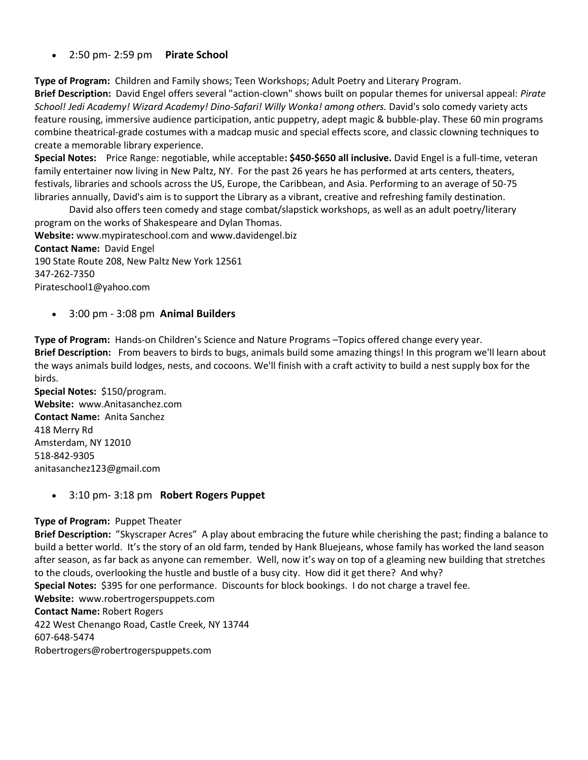- 2:50 pm- 2:59 pm **Pirate School**

**Type of Program:** Children and Family shows; Teen Workshops; Adult Poetry and Literary Program.
**Brief Description:** David Engel offers several "action-clown" shows built on popular themes for universal appeal: *Pirate School! Jedi Academy! Wizard Academy! Dino-Safari! Willy Wonka! among others.* David's solo comedy variety acts feature rousing, immersive audience participation, antic puppetry, adept magic & bubble-play. These 60 min programs combine theatrical-grade costumes with a madcap music and special effects score, and classic clowning techniques to create a memorable library experience.
**Special Notes:** Price Range: negotiable, while acceptable**: $450-$650 all inclusive.** David Engel is a full-time, veteran family entertainer now living in New Paltz, NY. For the past 26 years he has performed at arts centers, theaters, festivals, libraries and schools across the US, Europe, the Caribbean, and Asia. Performing to an average of 50-75 libraries annually, David's aim is to support the Library as a vibrant, creative and refreshing family destination.

David also offers teen comedy and stage combat/slapstick workshops, as well as an adult poetry/literary program on the works of Shakespeare and Dylan Thomas.

**Website:** www.mypirateschool.com and www.davidengel.biz
**Contact Name:** David Engel
190 State Route 208, New Paltz New York 12561
347-262-7350
Pirateschool1@yahoo.com

- 3:00 pm - 3:08 pm **Animal Builders**

**Type of Program:** Hands-on Children's Science and Nature Programs –Topics offered change every year.
**Brief Description:** From beavers to birds to bugs, animals build some amazing things! In this program we'll learn about the ways animals build lodges, nests, and cocoons. We'll finish with a craft activity to build a nest supply box for the birds.
**Special Notes:** $150/program.
**Website:** www.Anitasanchez.com
**Contact Name:** Anita Sanchez
418 Merry Rd
Amsterdam, NY 12010
518-842-9305
anitasanchez123@gmail.com

- 3:10 pm- 3:18 pm **Robert Rogers Puppet**

**Type of Program:** Puppet Theater
**Brief Description:** "Skyscraper Acres" A play about embracing the future while cherishing the past; finding a balance to build a better world. It's the story of an old farm, tended by Hank Bluejeans, whose family has worked the land season after season, as far back as anyone can remember. Well, now it's way on top of a gleaming new building that stretches to the clouds, overlooking the hustle and bustle of a busy city. How did it get there? And why?
**Special Notes:** $395 for one performance. Discounts for block bookings. I do not charge a travel fee.
**Website:** www.robertrogerspuppets.com
**Contact Name:** Robert Rogers
422 West Chenango Road, Castle Creek, NY 13744
607-648-5474
Robertrogers@robertrogerspuppets.com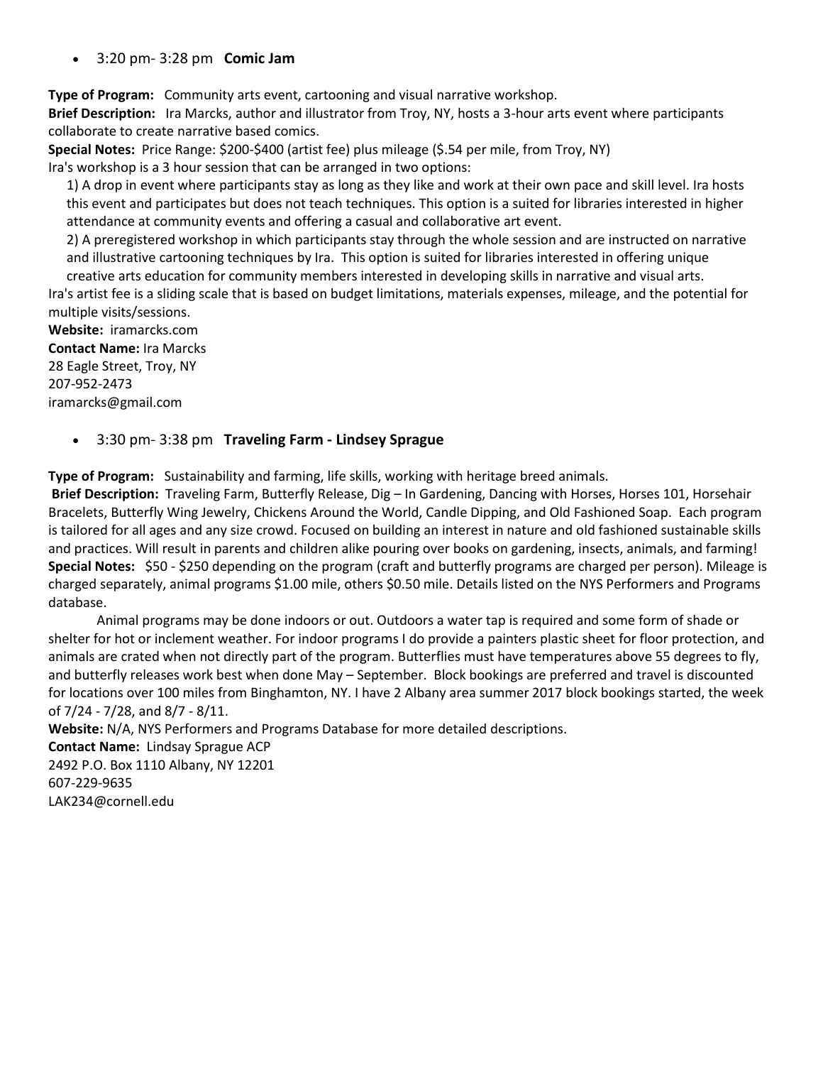- 3:20 pm- 3:28 pm **Comic Jam**

**Type of Program:** Community arts event, cartooning and visual narrative workshop.
**Brief Description:** Ira Marcks, author and illustrator from Troy, NY, hosts a 3-hour arts event where participants collaborate to create narrative based comics.
**Special Notes:** Price Range: $200-$400 (artist fee) plus mileage ($.54 per mile, from Troy, NY)
Ira's workshop is a 3 hour session that can be arranged in two options:

1) A drop in event where participants stay as long as they like and work at their own pace and skill level. Ira hosts this event and participates but does not teach techniques. This option is a suited for libraries interested in higher attendance at community events and offering a casual and collaborative art event.
2) A preregistered workshop in which participants stay through the whole session and are instructed on narrative and illustrative cartooning techniques by Ira. This option is suited for libraries interested in offering unique creative arts education for community members interested in developing skills in narrative and visual arts.

Ira's artist fee is a sliding scale that is based on budget limitations, materials expenses, mileage, and the potential for multiple visits/sessions.
**Website:** iramarcks.com
**Contact Name:** Ira Marcks
28 Eagle Street, Troy, NY
207-952-2473
iramarcks@gmail.com

- 3:30 pm- 3:38 pm **Traveling Farm - Lindsey Sprague**

**Type of Program:** Sustainability and farming, life skills, working with heritage breed animals.
**Brief Description:** Traveling Farm, Butterfly Release, Dig – In Gardening, Dancing with Horses, Horses 101, Horsehair Bracelets, Butterfly Wing Jewelry, Chickens Around the World, Candle Dipping, and Old Fashioned Soap. Each program is tailored for all ages and any size crowd. Focused on building an interest in nature and old fashioned sustainable skills and practices. Will result in parents and children alike pouring over books on gardening, insects, animals, and farming!
**Special Notes:** $50 - $250 depending on the program (craft and butterfly programs are charged per person). Mileage is charged separately, animal programs $1.00 mile, others $0.50 mile. Details listed on the NYS Performers and Programs database.

Animal programs may be done indoors or out. Outdoors a water tap is required and some form of shade or shelter for hot or inclement weather. For indoor programs I do provide a painters plastic sheet for floor protection, and animals are crated when not directly part of the program. Butterflies must have temperatures above 55 degrees to fly, and butterfly releases work best when done May – September. Block bookings are preferred and travel is discounted for locations over 100 miles from Binghamton, NY. I have 2 Albany area summer 2017 block bookings started, the week of 7/24 - 7/28, and 8/7 - 8/11.
**Website:** N/A, NYS Performers and Programs Database for more detailed descriptions.
**Contact Name:** Lindsay Sprague ACP
2492 P.O. Box 1110 Albany, NY 12201
607-229-9635
LAK234@cornell.edu